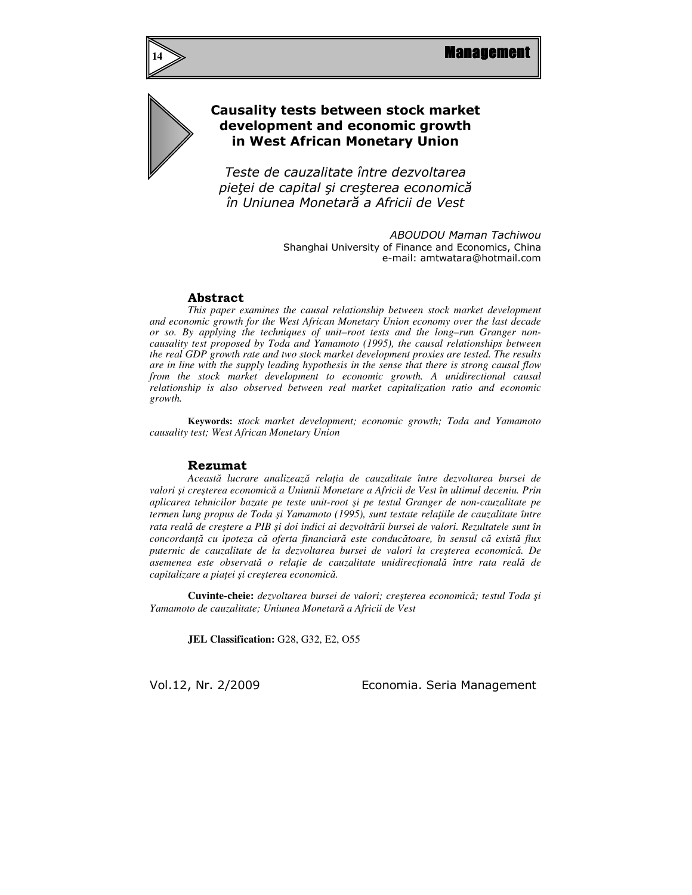# Causality tests between stock market development and economic growth in West African Monetary Union

*Teste de cauzalitate între dezvoltarea pieţei de capital şi creşterea economică în Uniunea Monetară a Africii de Vest*

*ABOUDOU Maman Tachiwou*
Shanghai University of Finance and Economics, China
e-mail: amtwatara@hotmail.com

## Abstract

*This paper examines the causal relationship between stock market development and economic growth for the West African Monetary Union economy over the last decade or so. By applying the techniques of unit–root tests and the long–run Granger non-causality test proposed by Toda and Yamamoto (1995), the causal relationships between the real GDP growth rate and two stock market development proxies are tested. The results are in line with the supply leading hypothesis in the sense that there is strong causal flow from the stock market development to economic growth. A unidirectional causal relationship is also observed between real market capitalization ratio and economic growth.*

**Keywords:** *stock market development; economic growth; Toda and Yamamoto causality test; West African Monetary Union*

## Rezumat

*Această lucrare analizează relaţia de cauzalitate între dezvoltarea bursei de valori şi creşterea economică a Uniunii Monetare a Africii de Vest în ultimul deceniu. Prin aplicarea tehnicilor bazate pe teste unit-root şi pe testul Granger de non-cauzalitate pe termen lung propus de Toda şi Yamamoto (1995), sunt testate relaţiile de cauzalitate între rata reală de creştere a PIB şi doi indici ai dezvoltării bursei de valori. Rezultatele sunt în concordanţă cu ipoteza că oferta financiară este conducătoare, în sensul că există flux puternic de cauzalitate de la dezvoltarea bursei de valori la creşterea economică. De asemenea este observată o relaţie de cauzalitate unidirecţională între rata reală de capitalizare a pieţei şi creşterea economică.*

**Cuvinte-cheie:** *dezvoltarea bursei de valori; creşterea economică; testul Toda şi Yamamoto de cauzalitate; Uniunea Monetară a Africii de Vest*

**JEL Classification:** G28, G32, E2, O55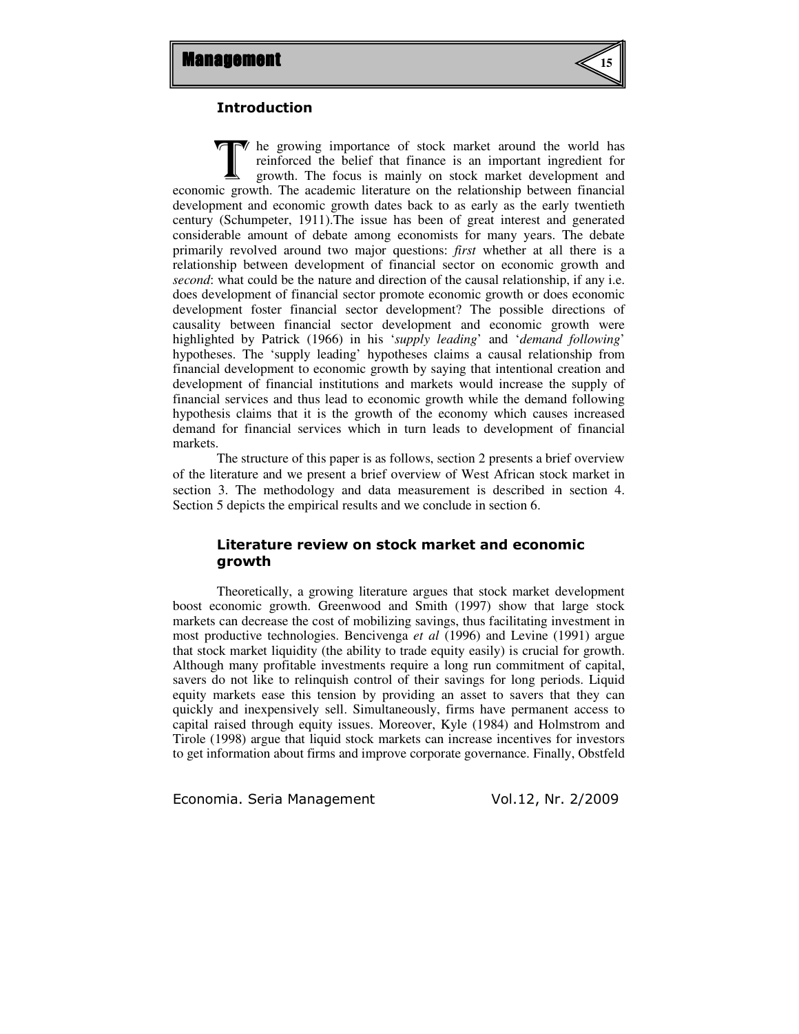## Introduction

The growing importance of stock market around the world has reinforced the belief that finance is an important ingredient for growth. The focus is mainly on stock market development and economic growth. The academic literature on the relationship between financial development and economic growth dates back to as early as the early twentieth century (Schumpeter, 1911).The issue has been of great interest and generated considerable amount of debate among economists for many years. The debate primarily revolved around two major questions: *first* whether at all there is a relationship between development of financial sector on economic growth and *second*: what could be the nature and direction of the causal relationship, if any i.e. does development of financial sector promote economic growth or does economic development foster financial sector development? The possible directions of causality between financial sector development and economic growth were highlighted by Patrick (1966) in his '*supply leading*' and '*demand following*' hypotheses. The 'supply leading' hypotheses claims a causal relationship from financial development to economic growth by saying that intentional creation and development of financial institutions and markets would increase the supply of financial services and thus lead to economic growth while the demand following hypothesis claims that it is the growth of the economy which causes increased demand for financial services which in turn leads to development of financial markets.

The structure of this paper is as follows, section 2 presents a brief overview of the literature and we present a brief overview of West African stock market in section 3. The methodology and data measurement is described in section 4. Section 5 depicts the empirical results and we conclude in section 6.

## Literature review on stock market and economic growth

Theoretically, a growing literature argues that stock market development boost economic growth. Greenwood and Smith (1997) show that large stock markets can decrease the cost of mobilizing savings, thus facilitating investment in most productive technologies. Bencivenga *et al* (1996) and Levine (1991) argue that stock market liquidity (the ability to trade equity easily) is crucial for growth. Although many profitable investments require a long run commitment of capital, savers do not like to relinquish control of their savings for long periods. Liquid equity markets ease this tension by providing an asset to savers that they can quickly and inexpensively sell. Simultaneously, firms have permanent access to capital raised through equity issues. Moreover, Kyle (1984) and Holmstrom and Tirole (1998) argue that liquid stock markets can increase incentives for investors to get information about firms and improve corporate governance. Finally, Obstfeld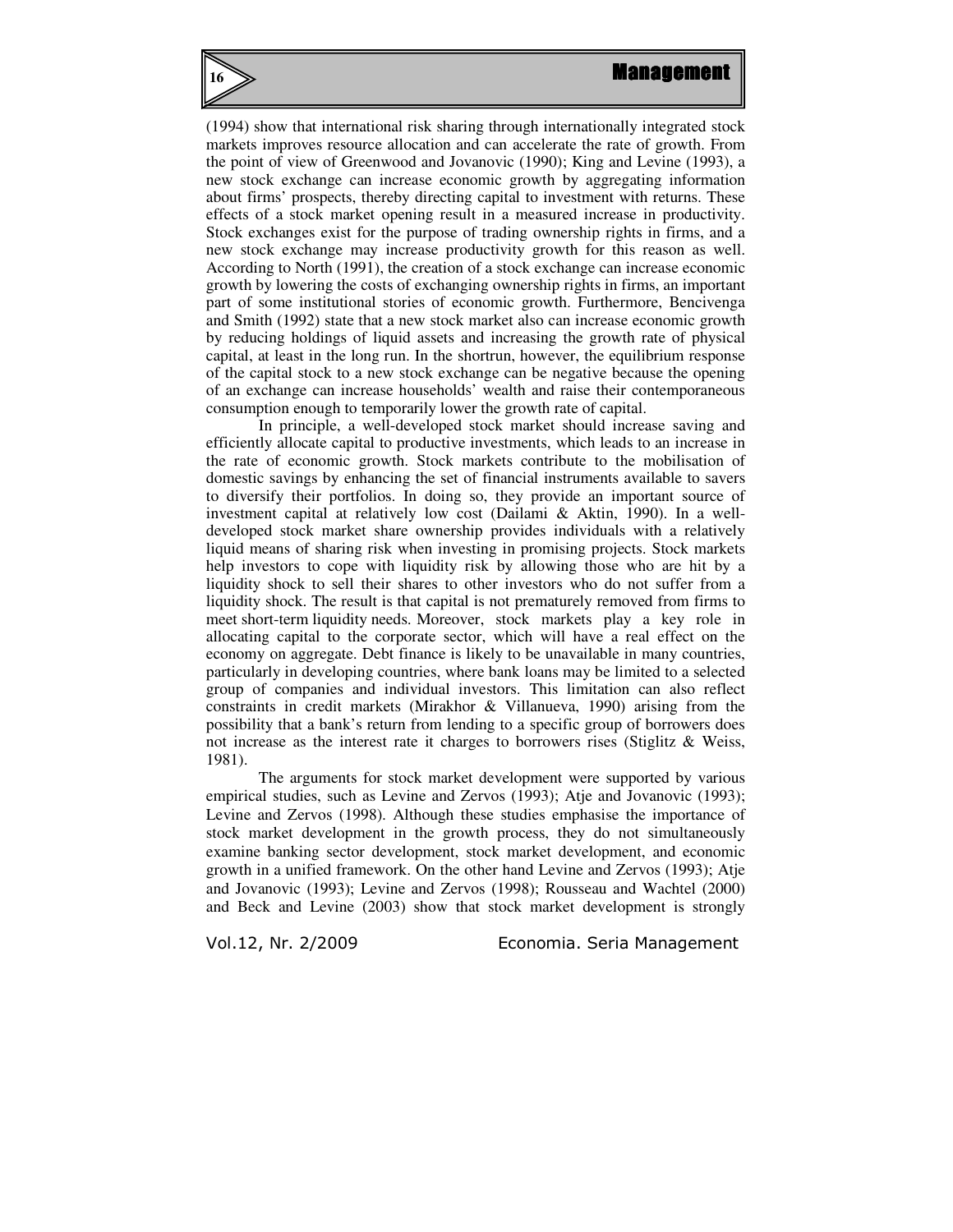(1994) show that international risk sharing through internationally integrated stock markets improves resource allocation and can accelerate the rate of growth. From the point of view of Greenwood and Jovanovic (1990); King and Levine (1993), a new stock exchange can increase economic growth by aggregating information about firms' prospects, thereby directing capital to investment with returns. These effects of a stock market opening result in a measured increase in productivity. Stock exchanges exist for the purpose of trading ownership rights in firms, and a new stock exchange may increase productivity growth for this reason as well. According to North (1991), the creation of a stock exchange can increase economic growth by lowering the costs of exchanging ownership rights in firms, an important part of some institutional stories of economic growth. Furthermore, Bencivenga and Smith (1992) state that a new stock market also can increase economic growth by reducing holdings of liquid assets and increasing the growth rate of physical capital, at least in the long run. In the shortrun, however, the equilibrium response of the capital stock to a new stock exchange can be negative because the opening of an exchange can increase households' wealth and raise their contemporaneous consumption enough to temporarily lower the growth rate of capital.

In principle, a well-developed stock market should increase saving and efficiently allocate capital to productive investments, which leads to an increase in the rate of economic growth. Stock markets contribute to the mobilisation of domestic savings by enhancing the set of financial instruments available to savers to diversify their portfolios. In doing so, they provide an important source of investment capital at relatively low cost (Dailami & Aktin, 1990). In a well-developed stock market share ownership provides individuals with a relatively liquid means of sharing risk when investing in promising projects. Stock markets help investors to cope with liquidity risk by allowing those who are hit by a liquidity shock to sell their shares to other investors who do not suffer from a liquidity shock. The result is that capital is not prematurely removed from firms to meet short-term liquidity needs. Moreover, stock markets play a key role in allocating capital to the corporate sector, which will have a real effect on the economy on aggregate. Debt finance is likely to be unavailable in many countries, particularly in developing countries, where bank loans may be limited to a selected group of companies and individual investors. This limitation can also reflect constraints in credit markets (Mirakhor & Villanueva, 1990) arising from the possibility that a bank's return from lending to a specific group of borrowers does not increase as the interest rate it charges to borrowers rises (Stiglitz & Weiss, 1981).

The arguments for stock market development were supported by various empirical studies, such as Levine and Zervos (1993); Atje and Jovanovic (1993); Levine and Zervos (1998). Although these studies emphasise the importance of stock market development in the growth process, they do not simultaneously examine banking sector development, stock market development, and economic growth in a unified framework. On the other hand Levine and Zervos (1993); Atje and Jovanovic (1993); Levine and Zervos (1998); Rousseau and Wachtel (2000) and Beck and Levine (2003) show that stock market development is strongly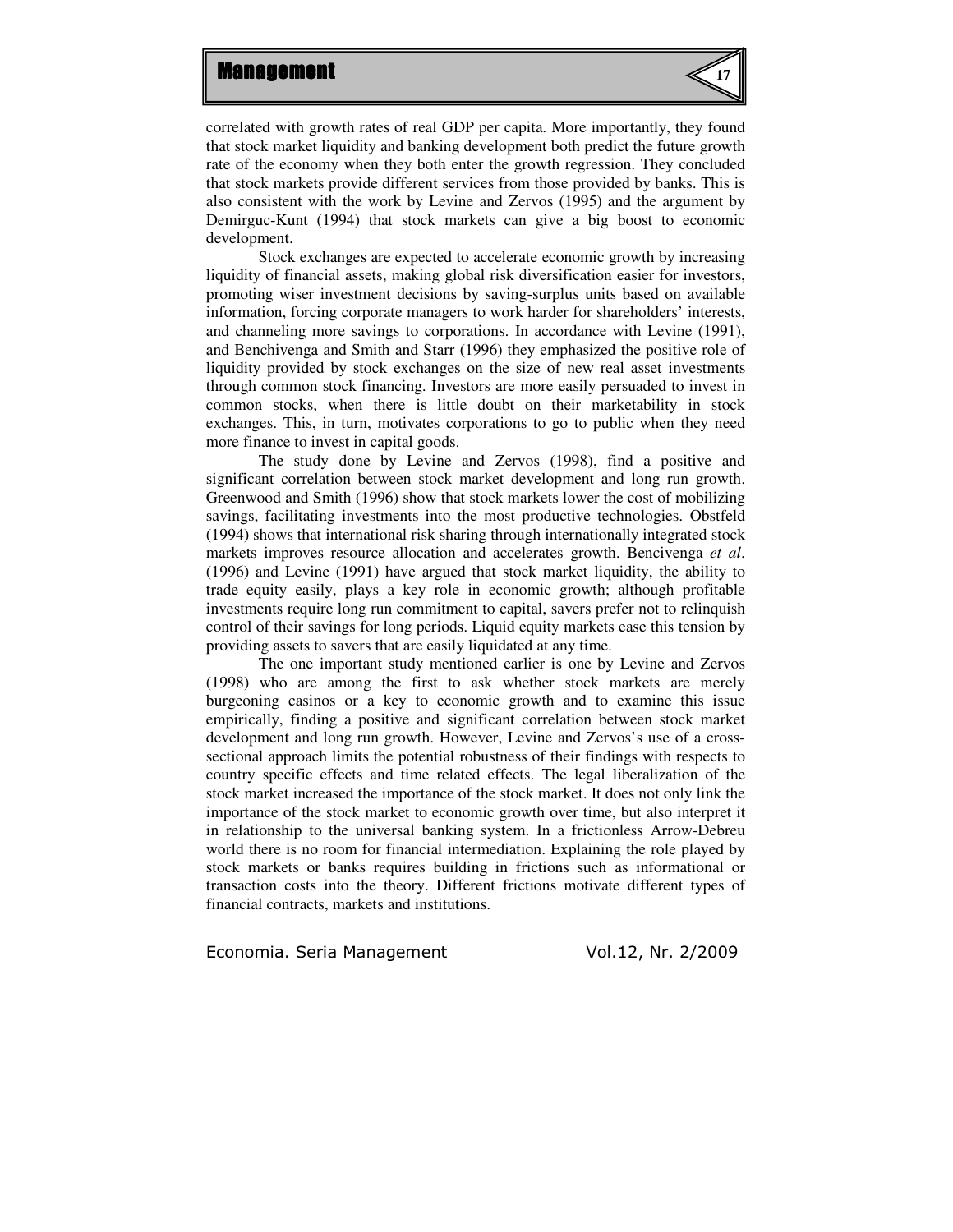correlated with growth rates of real GDP per capita. More importantly, they found that stock market liquidity and banking development both predict the future growth rate of the economy when they both enter the growth regression. They concluded that stock markets provide different services from those provided by banks. This is also consistent with the work by Levine and Zervos (1995) and the argument by Demirguc-Kunt (1994) that stock markets can give a big boost to economic development.

Stock exchanges are expected to accelerate economic growth by increasing liquidity of financial assets, making global risk diversification easier for investors, promoting wiser investment decisions by saving-surplus units based on available information, forcing corporate managers to work harder for shareholders' interests, and channeling more savings to corporations. In accordance with Levine (1991), and Benchivenga and Smith and Starr (1996) they emphasized the positive role of liquidity provided by stock exchanges on the size of new real asset investments through common stock financing. Investors are more easily persuaded to invest in common stocks, when there is little doubt on their marketability in stock exchanges. This, in turn, motivates corporations to go to public when they need more finance to invest in capital goods.

The study done by Levine and Zervos (1998), find a positive and significant correlation between stock market development and long run growth. Greenwood and Smith (1996) show that stock markets lower the cost of mobilizing savings, facilitating investments into the most productive technologies. Obstfeld (1994) shows that international risk sharing through internationally integrated stock markets improves resource allocation and accelerates growth. Bencivenga *et al*. (1996) and Levine (1991) have argued that stock market liquidity, the ability to trade equity easily, plays a key role in economic growth; although profitable investments require long run commitment to capital, savers prefer not to relinquish control of their savings for long periods. Liquid equity markets ease this tension by providing assets to savers that are easily liquidated at any time.

The one important study mentioned earlier is one by Levine and Zervos (1998) who are among the first to ask whether stock markets are merely burgeoning casinos or a key to economic growth and to examine this issue empirically, finding a positive and significant correlation between stock market development and long run growth. However, Levine and Zervos's use of a cross-sectional approach limits the potential robustness of their findings with respects to country specific effects and time related effects. The legal liberalization of the stock market increased the importance of the stock market. It does not only link the importance of the stock market to economic growth over time, but also interpret it in relationship to the universal banking system. In a frictionless Arrow-Debreu world there is no room for financial intermediation. Explaining the role played by stock markets or banks requires building in frictions such as informational or transaction costs into the theory. Different frictions motivate different types of financial contracts, markets and institutions.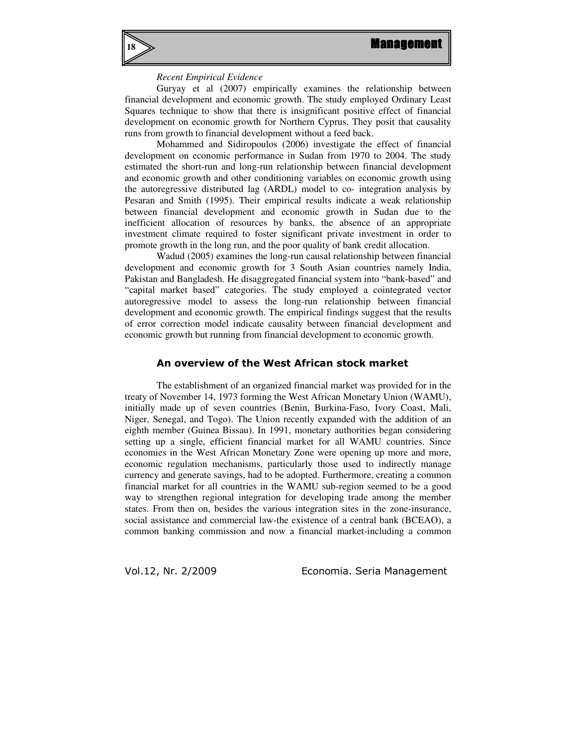*Recent Empirical Evidence*

Guryay et al (2007) empirically examines the relationship between financial development and economic growth. The study employed Ordinary Least Squares technique to show that there is insignificant positive effect of financial development on economic growth for Northern Cyprus. They posit that causality runs from growth to financial development without a feed back.

Mohammed and Sidiropoulos (2006) investigate the effect of financial development on economic performance in Sudan from 1970 to 2004. The study estimated the short-run and long-run relationship between financial development and economic growth and other conditioning variables on economic growth using the autoregressive distributed lag (ARDL) model to co- integration analysis by Pesaran and Smith (1995). Their empirical results indicate a weak relationship between financial development and economic growth in Sudan due to the inefficient allocation of resources by banks, the absence of an appropriate investment climate required to foster significant private investment in order to promote growth in the long run, and the poor quality of bank credit allocation.

Wadud (2005) examines the long-run causal relationship between financial development and economic growth for 3 South Asian countries namely India, Pakistan and Bangladesh. He disaggregated financial system into "bank-based" and "capital market based" categories. The study employed a cointegrated vector autoregressive model to assess the long-run relationship between financial development and economic growth. The empirical findings suggest that the results of error correction model indicate causality between financial development and economic growth but running from financial development to economic growth.

## An overview of the West African stock market

The establishment of an organized financial market was provided for in the treaty of November 14, 1973 forming the West African Monetary Union (WAMU), initially made up of seven countries (Benin, Burkina-Faso, Ivory Coast, Mali, Niger, Senegal, and Togo). The Union recently expanded with the addition of an eighth member (Guinea Bissau). In 1991, monetary authorities began considering setting up a single, efficient financial market for all WAMU countries. Since economies in the West African Monetary Zone were opening up more and more, economic regulation mechanisms, particularly those used to indirectly manage currency and generate savings, had to be adopted. Furthermore, creating a common financial market for all countries in the WAMU sub-region seemed to be a good way to strengthen regional integration for developing trade among the member states. From then on, besides the various integration sites in the zone-insurance, social assistance and commercial law-the existence of a central bank (BCEAO), a common banking commission and now a financial market-including a common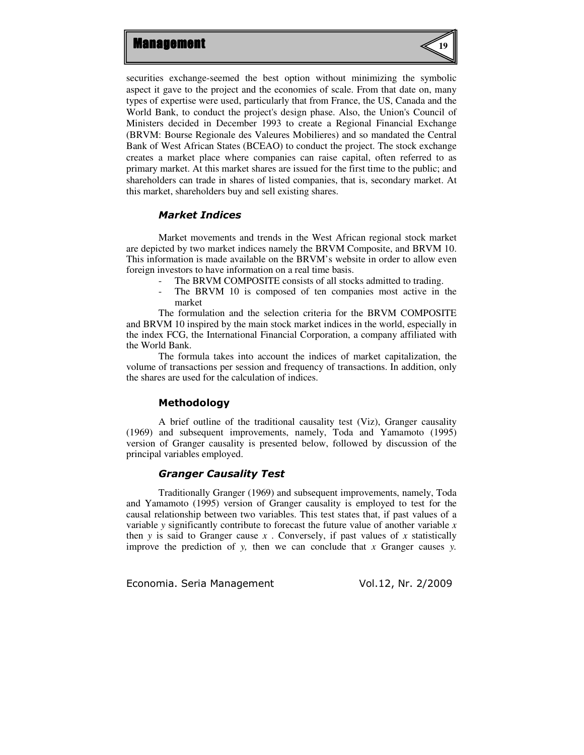securities exchange-seemed the best option without minimizing the symbolic aspect it gave to the project and the economies of scale. From that date on, many types of expertise were used, particularly that from France, the US, Canada and the World Bank, to conduct the project's design phase. Also, the Union's Council of Ministers decided in December 1993 to create a Regional Financial Exchange (BRVM: Bourse Regionale des Valeures Mobilieres) and so mandated the Central Bank of West African States (BCEAO) to conduct the project. The stock exchange creates a market place where companies can raise capital, often referred to as primary market. At this market shares are issued for the first time to the public; and shareholders can trade in shares of listed companies, that is, secondary market. At this market, shareholders buy and sell existing shares.

### *Market Indices*

Market movements and trends in the West African regional stock market are depicted by two market indices namely the BRVM Composite, and BRVM 10. This information is made available on the BRVM's website in order to allow even foreign investors to have information on a real time basis.

- The BRVM COMPOSITE consists of all stocks admitted to trading.
- The BRVM 10 is composed of ten companies most active in the market

The formulation and the selection criteria for the BRVM COMPOSITE and BRVM 10 inspired by the main stock market indices in the world, especially in the index FCG, the International Financial Corporation, a company affiliated with the World Bank.

The formula takes into account the indices of market capitalization, the volume of transactions per session and frequency of transactions. In addition, only the shares are used for the calculation of indices.

## Methodology

A brief outline of the traditional causality test (Viz), Granger causality (1969) and subsequent improvements, namely, Toda and Yamamoto (1995) version of Granger causality is presented below, followed by discussion of the principal variables employed.

### *Granger Causality Test*

Traditionally Granger (1969) and subsequent improvements, namely, Toda and Yamamoto (1995) version of Granger causality is employed to test for the causal relationship between two variables. This test states that, if past values of a variable $y$ significantly contribute to forecast the future value of another variable $x$ then $y$ is said to Granger cause $x$ . Conversely, if past values of $x$ statistically improve the prediction of $y$, then we can conclude that $x$ Granger causes $y$.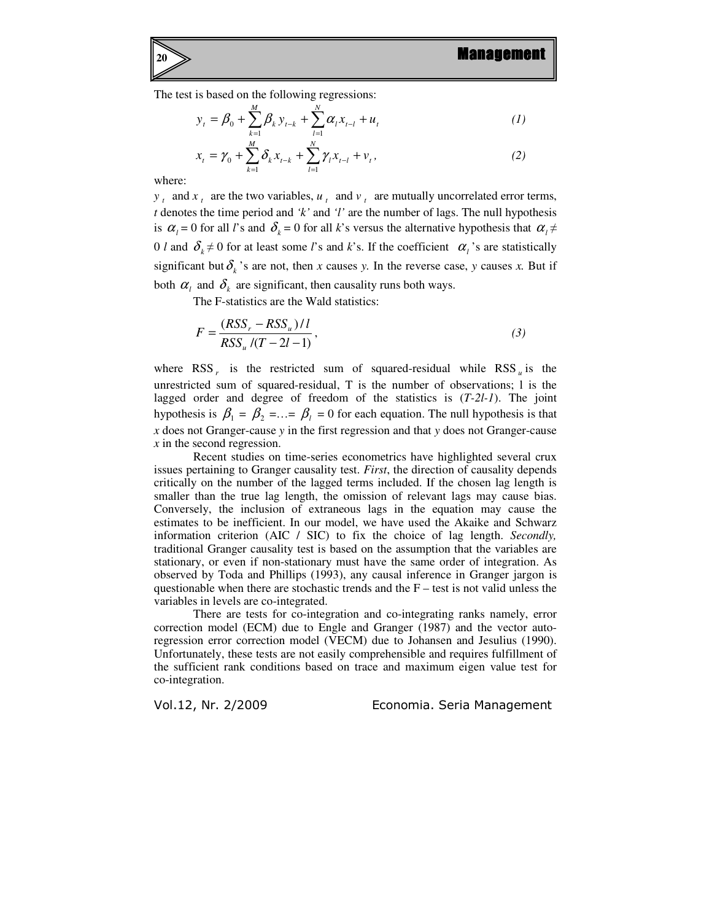The test is based on the following regressions:

$$y_t = \beta_0 + \sum_{k=1}^{M} \beta_k y_{t-k} + \sum_{l=1}^{N} \alpha_l x_{t-l} + u_t \qquad (1)$$

$$x_t = \gamma_0 + \sum_{k=1}^{M} \delta_k x_{t-k} + \sum_{l=1}^{N} \gamma_l x_{t-l} + v_t, \qquad (2)$$

where:

$y_t$ and $x_t$ are the two variables, $u_t$ and $v_t$ are mutually uncorrelated error terms, *t* denotes the time period and *'k'* and *'l'* are the number of lags. The null hypothesis is $\alpha_l = 0$ for all *l*'s and $\delta_k = 0$ for all *k*'s versus the alternative hypothesis that $\alpha_l \neq 0$ *l* and $\delta_k \neq 0$ for at least some *l*'s and *k*'s. If the coefficient $\alpha_l$'s are statistically significant but $\delta_k$'s are not, then *x* causes *y*. In the reverse case, *y* causes *x*. But if both $\alpha_l$ and $\delta_k$ are significant, then causality runs both ways.

The F-statistics are the Wald statistics:

$$F = \frac{(RSS_r - RSS_u)/l}{RSS_u/(T - 2l - 1)}, \qquad (3)$$

where $RSS_r$ is the restricted sum of squared-residual while $RSS_u$ is the unrestricted sum of squared-residual, T is the number of observations; l is the lagged order and degree of freedom of the statistics is (*T-2l-1*). The joint hypothesis is $\beta_1 = \beta_2 = \ldots = \beta_l = 0$ for each equation. The null hypothesis is that *x* does not Granger-cause *y* in the first regression and that *y* does not Granger-cause *x* in the second regression.

Recent studies on time-series econometrics have highlighted several crux issues pertaining to Granger causality test. *First*, the direction of causality depends critically on the number of the lagged terms included. If the chosen lag length is smaller than the true lag length, the omission of relevant lags may cause bias. Conversely, the inclusion of extraneous lags in the equation may cause the estimates to be inefficient. In our model, we have used the Akaike and Schwarz information criterion (AIC / SIC) to fix the choice of lag length. *Secondly,* traditional Granger causality test is based on the assumption that the variables are stationary, or even if non-stationary must have the same order of integration. As observed by Toda and Phillips (1993), any causal inference in Granger jargon is questionable when there are stochastic trends and the F – test is not valid unless the variables in levels are co-integrated.

There are tests for co-integration and co-integrating ranks namely, error correction model (ECM) due to Engle and Granger (1987) and the vector auto-regression error correction model (VECM) due to Johansen and Jesulius (1990). Unfortunately, these tests are not easily comprehensible and requires fulfillment of the sufficient rank conditions based on trace and maximum eigen value test for co-integration.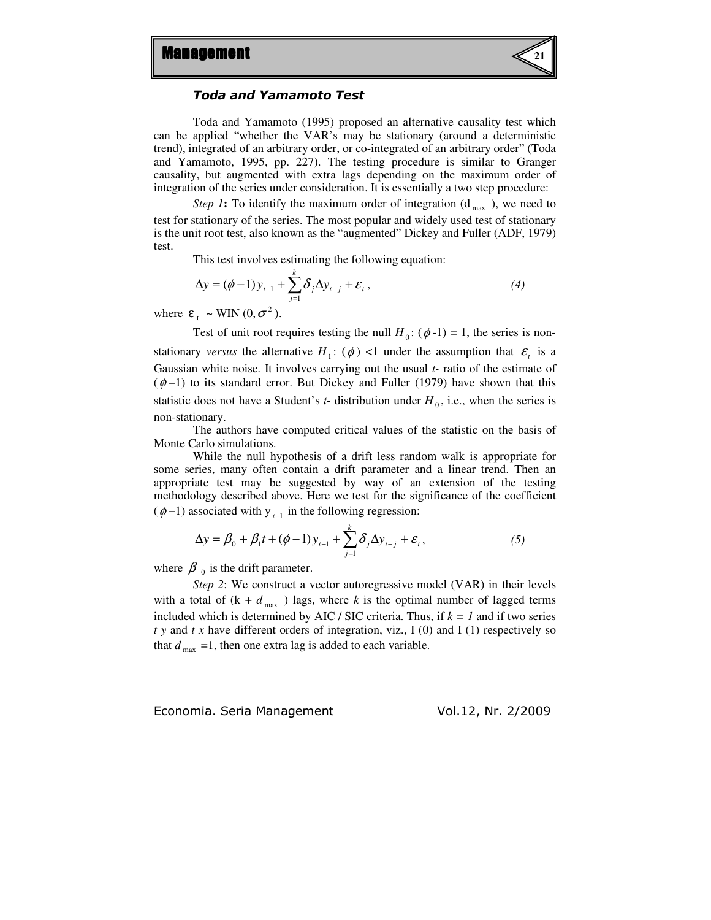### *Toda and Yamamoto Test*

Toda and Yamamoto (1995) proposed an alternative causality test which can be applied "whether the VAR's may be stationary (around a deterministic trend), integrated of an arbitrary order, or co-integrated of an arbitrary order" (Toda and Yamamoto, 1995, pp. 227). The testing procedure is similar to Granger causality, but augmented with extra lags depending on the maximum order of integration of the series under consideration. It is essentially a two step procedure:

*Step 1*: To identify the maximum order of integration ($d_{max}$), we need to test for stationary of the series. The most popular and widely used test of stationary is the unit root test, also known as the "augmented" Dickey and Fuller (ADF, 1979) test.

This test involves estimating the following equation:

$$\Delta y = (\phi - 1) y_{t-1} + \sum_{j=1}^{k} \delta_j \Delta y_{t-j} + \varepsilon_t \, , \tag{4}$$

where $\varepsilon_t$ ~ WIN $(0, \sigma^2)$.

Test of unit root requires testing the null $H_0$: ($\phi$-1) = 1, the series is non-stationary *versus* the alternative $H_1$: ($\phi$) <1 under the assumption that $\varepsilon_t$ is a Gaussian white noise. It involves carrying out the usual *t*- ratio of the estimate of ($\phi$−1) to its standard error. But Dickey and Fuller (1979) have shown that this statistic does not have a Student's *t*- distribution under $H_0$, i.e., when the series is non-stationary.

The authors have computed critical values of the statistic on the basis of Monte Carlo simulations.

While the null hypothesis of a drift less random walk is appropriate for some series, many often contain a drift parameter and a linear trend. Then an appropriate test may be suggested by way of an extension of the testing methodology described above. Here we test for the significance of the coefficient ($\phi$−1) associated with $y_{t-1}$ in the following regression:

$$\Delta y = \beta_0 + \beta_1 t + (\phi - 1) y_{t-1} + \sum_{j=1}^{k} \delta_j \Delta y_{t-j} + \varepsilon_t \, , \tag{5}$$

where $\beta_0$ is the drift parameter.

*Step 2*: We construct a vector autoregressive model (VAR) in their levels with a total of ($k + d_{max}$) lags, where *k* is the optimal number of lagged terms included which is determined by AIC / SIC criteria. Thus, if *k = 1* and if two series *t y* and *t x* have different orders of integration, viz., I (0) and I (1) respectively so that $d_{max}$ =1, then one extra lag is added to each variable.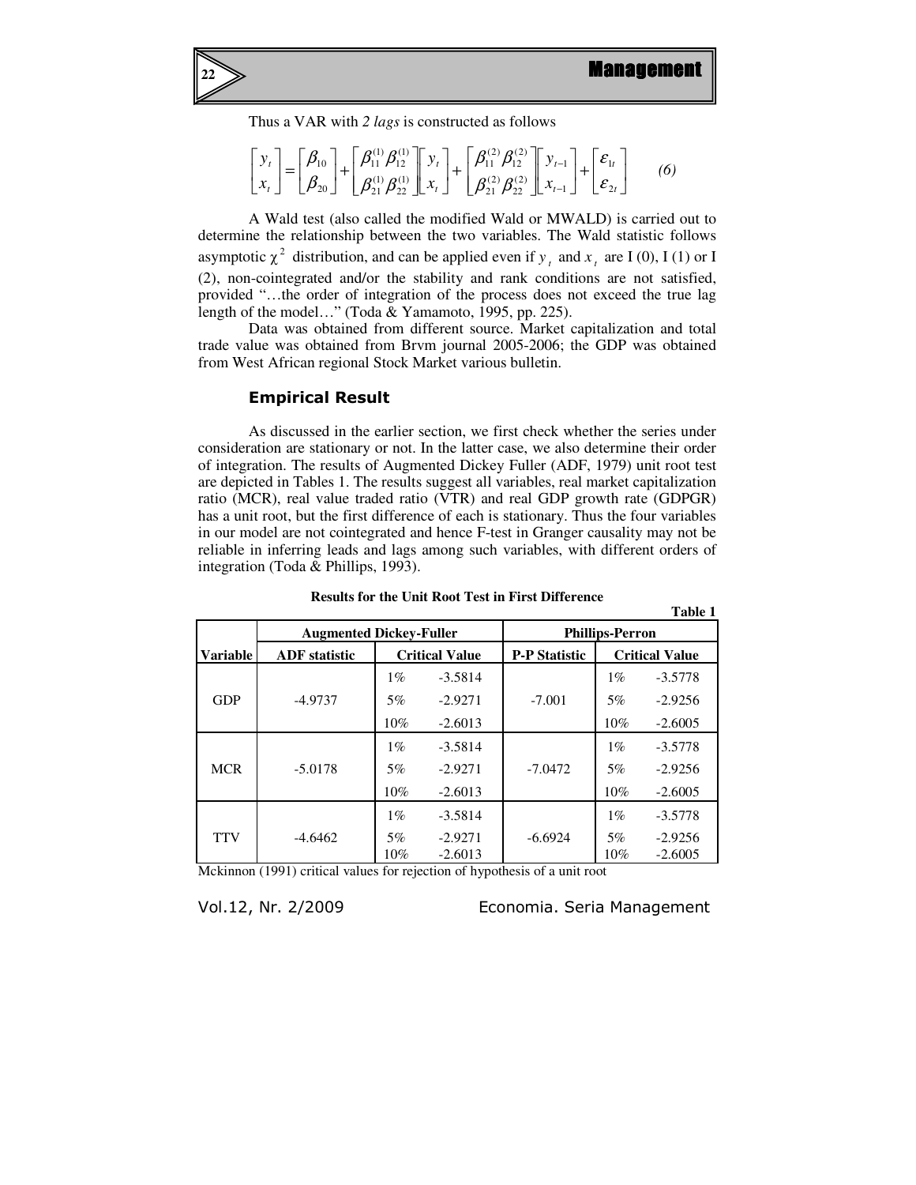Thus a VAR with *2 lags* is constructed as follows

$$\begin{bmatrix} y_t \\ x_t \end{bmatrix} = \begin{bmatrix} \beta_{10} \\ \beta_{20} \end{bmatrix} + \begin{bmatrix} \beta_{11}^{(1)} \beta_{12}^{(1)} \\ \beta_{21}^{(1)} \beta_{22}^{(1)} \end{bmatrix} \begin{bmatrix} y_t \\ x_t \end{bmatrix} + \begin{bmatrix} \beta_{11}^{(2)} \beta_{12}^{(2)} \\ \beta_{21}^{(2)} \beta_{22}^{(2)} \end{bmatrix} \begin{bmatrix} y_{t-1} \\ x_{t-1} \end{bmatrix} + \begin{bmatrix} \varepsilon_{1t} \\ \varepsilon_{2t} \end{bmatrix} \qquad (6)$$

A Wald test (also called the modified Wald or MWALD) is carried out to determine the relationship between the two variables. The Wald statistic follows asymptotic $\chi^2$ distribution, and can be applied even if $y_t$ and $x_t$ are I (0), I (1) or I (2), non-cointegrated and/or the stability and rank conditions are not satisfied, provided "…the order of integration of the process does not exceed the true lag length of the model…" (Toda & Yamamoto, 1995, pp. 225).

Data was obtained from different source. Market capitalization and total trade value was obtained from Brvm journal 2005-2006; the GDP was obtained from West African regional Stock Market various bulletin.

## Empirical Result

As discussed in the earlier section, we first check whether the series under consideration are stationary or not. In the latter case, we also determine their order of integration. The results of Augmented Dickey Fuller (ADF, 1979) unit root test are depicted in Tables 1. The results suggest all variables, real market capitalization ratio (MCR), real value traded ratio (VTR) and real GDP growth rate (GDPGR) has a unit root, but the first difference of each is stationary. Thus the four variables in our model are not cointegrated and hence F-test in Granger causality may not be reliable in inferring leads and lags among such variables, with different orders of integration (Toda & Phillips, 1993).

**Results for the Unit Root Test in First Difference**

**Table 1**

| | Augmented Dickey-Fuller | | | Phillips-Perron | | |
|---|---|---|---|---|---|---|
| **Variable** | **ADF statistic** | **Critical Value** | | **P-P Statistic** | **Critical Value** | |
| GDP | -4.9737 | 1% | -3.5814 | -7.001 | 1% | -3.5778 |
| | | 5% | -2.9271 | | 5% | -2.9256 |
| | | 10% | -2.6013 | | 10% | -2.6005 |
| MCR | -5.0178 | 1% | -3.5814 | -7.0472 | 1% | -3.5778 |
| | | 5% | -2.9271 | | 5% | -2.9256 |
| | | 10% | -2.6013 | | 10% | -2.6005 |
| TTV | -4.6462 | 1% | -3.5814 | -6.6924 | 1% | -3.5778 |
| | | 5% | -2.9271 | | 5% | -2.9256 |
| | | 10% | -2.6013 | | 10% | -2.6005 |

Mckinnon (1991) critical values for rejection of hypothesis of a unit root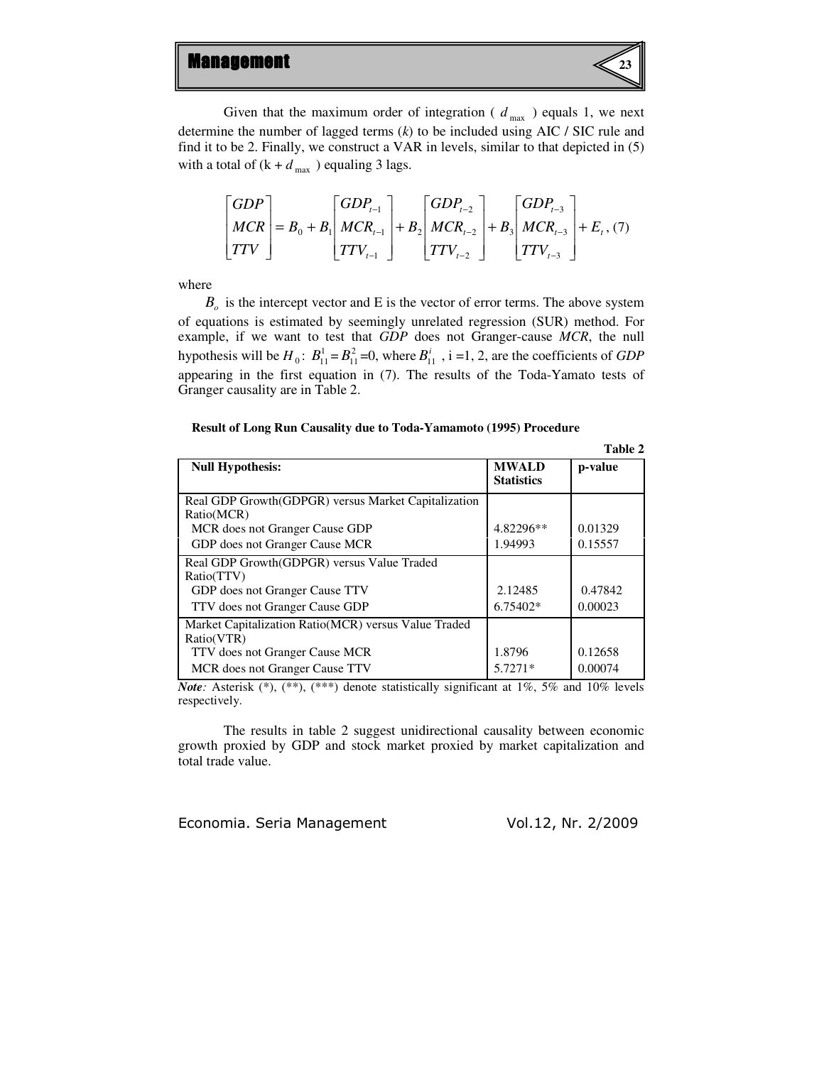Given that the maximum order of integration ( $d_{\max}$ ) equals 1, we next determine the number of lagged terms (*k*) to be included using AIC / SIC rule and find it to be 2. Finally, we construct a VAR in levels, similar to that depicted in (5) with a total of (k + $d_{\max}$ ) equaling 3 lags.

$$\begin{bmatrix} GDP \\ MCR \\ TTV \end{bmatrix} = B_0 + B_1 \begin{bmatrix} GDP_{t-1} \\ MCR_{t-1} \\ TTV_{t-1} \end{bmatrix} + B_2 \begin{bmatrix} GDP_{t-2} \\ MCR_{t-2} \\ TTV_{t-2} \end{bmatrix} + B_3 \begin{bmatrix} GDP_{t-3} \\ MCR_{t-3} \\ TTV_{t-3} \end{bmatrix} + E_t, \quad (7)$$

where

$B_o$ is the intercept vector and E is the vector of error terms. The above system of equations is estimated by seemingly unrelated regression (SUR) method. For example, if we want to test that *GDP* does not Granger-cause *MCR*, the null hypothesis will be $H_0$: $B_{11}^1 = B_{11}^2 = 0$, where $B_{11}^i$ , i =1, 2, are the coefficients of *GDP* appearing in the first equation in (7). The results of the Toda-Yamato tests of Granger causality are in Table 2.

**Result of Long Run Causality due to Toda-Yamamoto (1995) Procedure**

**Table 2**

| Null Hypothesis: | MWALD Statistics | p-value |
|---|---|---|
| Real GDP Growth(GDPGR) versus Market Capitalization Ratio(MCR) | | |
| MCR does not Granger Cause GDP | 4.82296** | 0.01329 |
| GDP does not Granger Cause MCR | 1.94993 | 0.15557 |
| Real GDP Growth(GDPGR) versus Value Traded Ratio(TTV) | | |
| GDP does not Granger Cause TTV | 2.12485 | 0.47842 |
| TTV does not Granger Cause GDP | 6.75402* | 0.00023 |
| Market Capitalization Ratio(MCR) versus Value Traded Ratio(VTR) | | |
| TTV does not Granger Cause MCR | 1.8796 | 0.12658 |
| MCR does not Granger Cause TTV | 5.7271* | 0.00074 |

***Note**:* Asterisk (*), (**), (***) denote statistically significant at 1%, 5% and 10% levels respectively.

The results in table 2 suggest unidirectional causality between economic growth proxied by GDP and stock market proxied by market capitalization and total trade value.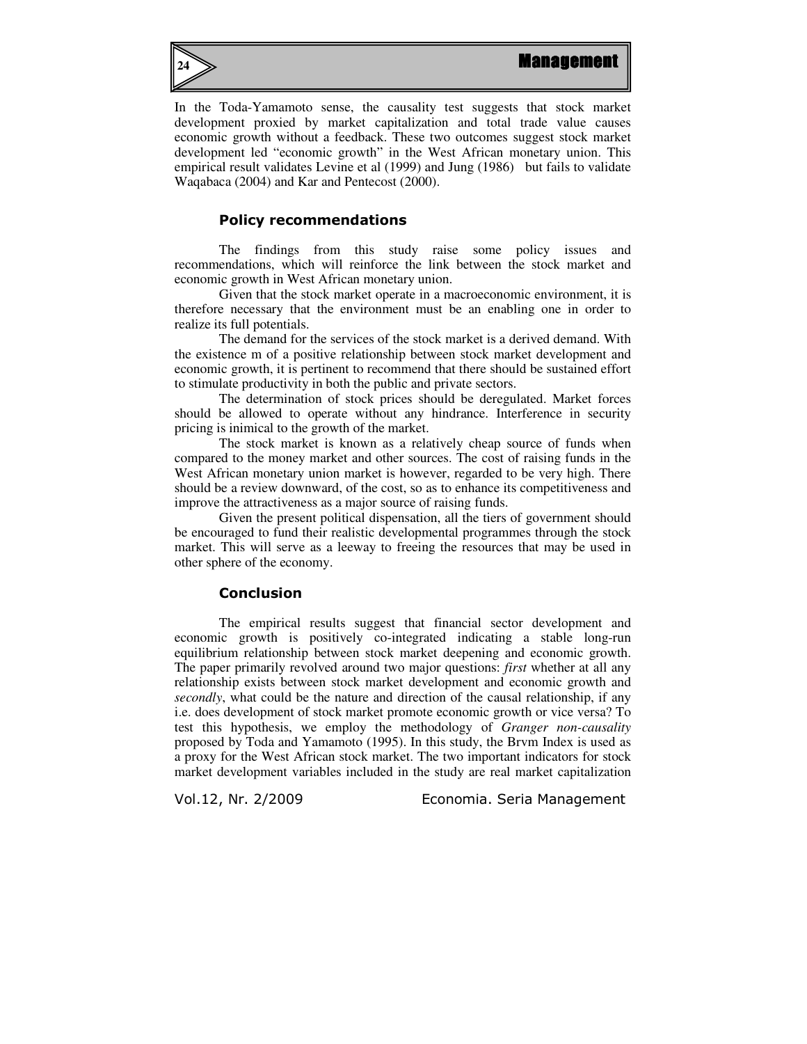In the Toda-Yamamoto sense, the causality test suggests that stock market development proxied by market capitalization and total trade value causes economic growth without a feedback. These two outcomes suggest stock market development led "economic growth" in the West African monetary union. This empirical result validates Levine et al (1999) and Jung (1986) but fails to validate Waqabaca (2004) and Kar and Pentecost (2000).

## Policy recommendations

The findings from this study raise some policy issues and recommendations, which will reinforce the link between the stock market and economic growth in West African monetary union.

Given that the stock market operate in a macroeconomic environment, it is therefore necessary that the environment must be an enabling one in order to realize its full potentials.

The demand for the services of the stock market is a derived demand. With the existence m of a positive relationship between stock market development and economic growth, it is pertinent to recommend that there should be sustained effort to stimulate productivity in both the public and private sectors.

The determination of stock prices should be deregulated. Market forces should be allowed to operate without any hindrance. Interference in security pricing is inimical to the growth of the market.

The stock market is known as a relatively cheap source of funds when compared to the money market and other sources. The cost of raising funds in the West African monetary union market is however, regarded to be very high. There should be a review downward, of the cost, so as to enhance its competitiveness and improve the attractiveness as a major source of raising funds.

Given the present political dispensation, all the tiers of government should be encouraged to fund their realistic developmental programmes through the stock market. This will serve as a leeway to freeing the resources that may be used in other sphere of the economy.

## Conclusion

The empirical results suggest that financial sector development and economic growth is positively co-integrated indicating a stable long-run equilibrium relationship between stock market deepening and economic growth. The paper primarily revolved around two major questions: *first* whether at all any relationship exists between stock market development and economic growth and *secondly*, what could be the nature and direction of the causal relationship, if any i.e. does development of stock market promote economic growth or vice versa? To test this hypothesis, we employ the methodology of *Granger non-causality* proposed by Toda and Yamamoto (1995). In this study, the Brvm Index is used as a proxy for the West African stock market. The two important indicators for stock market development variables included in the study are real market capitalization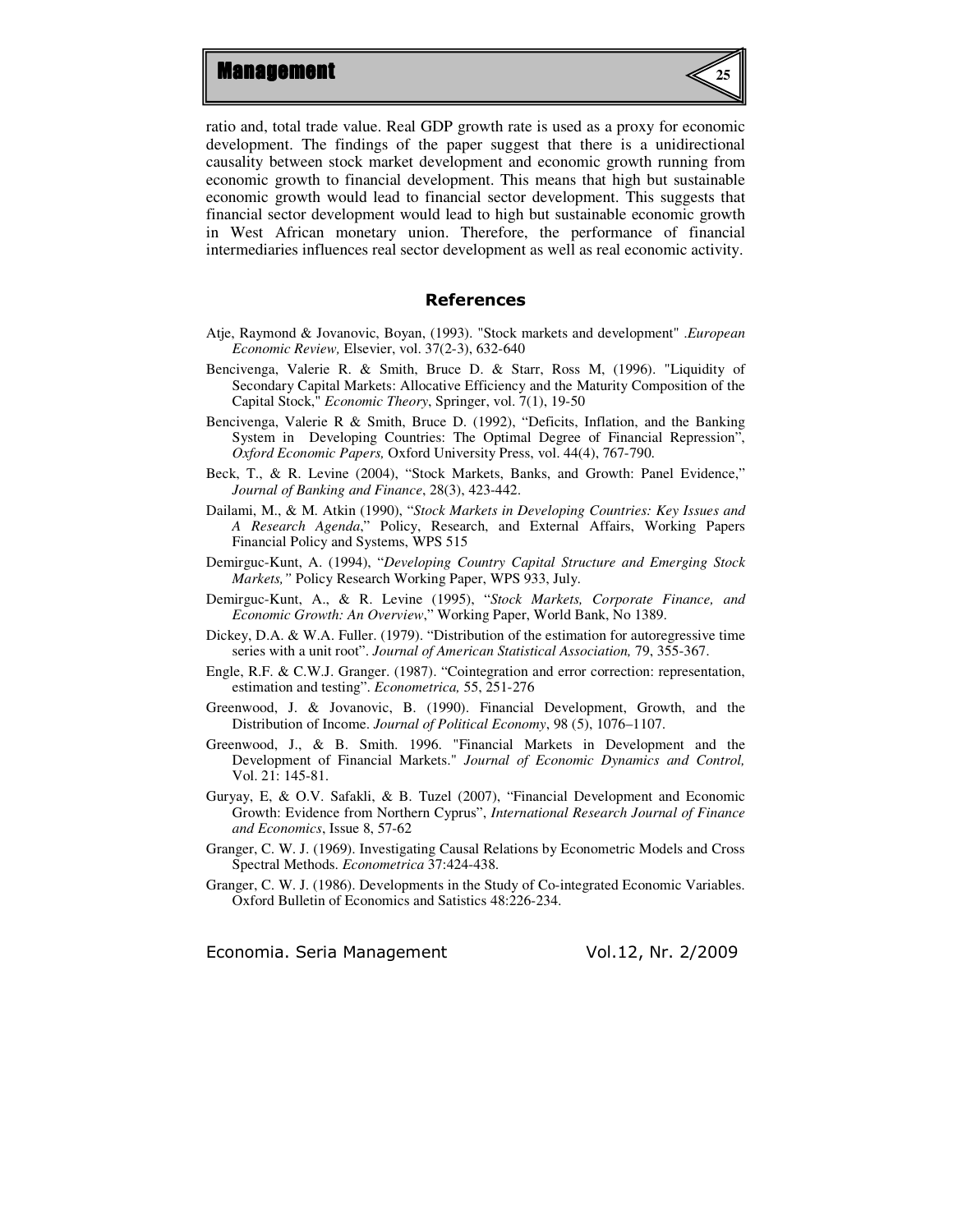ratio and, total trade value. Real GDP growth rate is used as a proxy for economic development. The findings of the paper suggest that there is a unidirectional causality between stock market development and economic growth running from economic growth to financial development. This means that high but sustainable economic growth would lead to financial sector development. This suggests that financial sector development would lead to high but sustainable economic growth in West African monetary union. Therefore, the performance of financial intermediaries influences real sector development as well as real economic activity.

## References

Atje, Raymond & Jovanovic, Boyan, (1993). "Stock markets and development" .*European Economic Review,* Elsevier, vol. 37(2-3), 632-640

Bencivenga, Valerie R. & Smith, Bruce D. & Starr, Ross M, (1996). "Liquidity of Secondary Capital Markets: Allocative Efficiency and the Maturity Composition of the Capital Stock," *Economic Theory*, Springer, vol. 7(1), 19-50

Bencivenga, Valerie R & Smith, Bruce D. (1992), "Deficits, Inflation, and the Banking System in Developing Countries: The Optimal Degree of Financial Repression", *Oxford Economic Papers,* Oxford University Press, vol. 44(4), 767-790.

Beck, T., & R. Levine (2004), "Stock Markets, Banks, and Growth: Panel Evidence," *Journal of Banking and Finance*, 28(3), 423-442.

Dailami, M., & M. Atkin (1990), "*Stock Markets in Developing Countries: Key Issues and A Research Agenda*," Policy, Research, and External Affairs, Working Papers Financial Policy and Systems, WPS 515

Demirguc-Kunt, A. (1994), "*Developing Country Capital Structure and Emerging Stock Markets,"* Policy Research Working Paper, WPS 933, July.

Demirguc-Kunt, A., & R. Levine (1995), "*Stock Markets, Corporate Finance, and Economic Growth: An Overview*," Working Paper, World Bank, No 1389.

Dickey, D.A. & W.A. Fuller. (1979). "Distribution of the estimation for autoregressive time series with a unit root". *Journal of American Statistical Association,* 79, 355-367.

Engle, R.F. & C.W.J. Granger. (1987). "Cointegration and error correction: representation, estimation and testing". *Econometrica,* 55, 251-276

Greenwood, J. & Jovanovic, B. (1990). Financial Development, Growth, and the Distribution of Income. *Journal of Political Economy*, 98 (5), 1076–1107.

Greenwood, J., & B. Smith. 1996. "Financial Markets in Development and the Development of Financial Markets." *Journal of Economic Dynamics and Control,* Vol. 21: 145-81.

Guryay, E, & O.V. Safakli, & B. Tuzel (2007), "Financial Development and Economic Growth: Evidence from Northern Cyprus", *International Research Journal of Finance and Economics*, Issue 8, 57-62

Granger, C. W. J. (1969). Investigating Causal Relations by Econometric Models and Cross Spectral Methods. *Econometrica* 37:424-438.

Granger, C. W. J. (1986). Developments in the Study of Co-integrated Economic Variables. Oxford Bulletin of Economics and Satistics 48:226-234.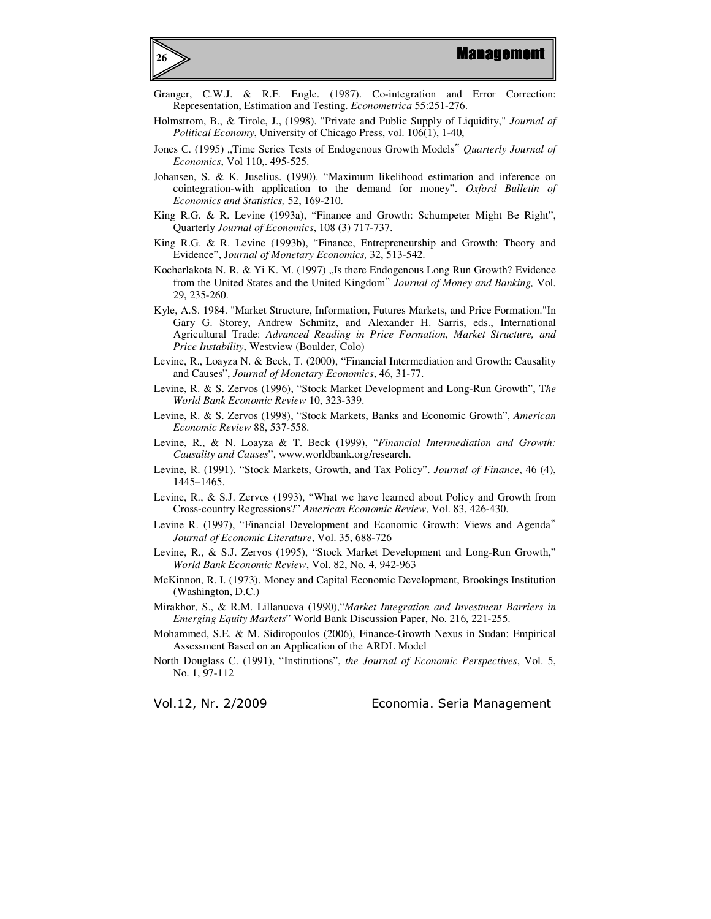Granger, C.W.J. & R.F. Engle. (1987). Co-integration and Error Correction: Representation, Estimation and Testing. *Econometrica* 55:251-276.

Holmstrom, B., & Tirole, J., (1998). "Private and Public Supply of Liquidity," *Journal of Political Economy*, University of Chicago Press, vol. 106(1), 1-40,

Jones C. (1995) „Time Series Tests of Endogenous Growth Models" *Quarterly Journal of Economics*, Vol 110,. 495-525.

Johansen, S. & K. Juselius. (1990). "Maximum likelihood estimation and inference on cointegration-with application to the demand for money". *Oxford Bulletin of Economics and Statistics,* 52, 169-210.

King R.G. & R. Levine (1993a), "Finance and Growth: Schumpeter Might Be Right", Quarterly *Journal of Economics*, 108 (3) 717-737.

King R.G. & R. Levine (1993b), "Finance, Entrepreneurship and Growth: Theory and Evidence", J*ournal of Monetary Economics,* 32, 513-542.

Kocherlakota N. R. & Yi K. M. (1997) „Is there Endogenous Long Run Growth? Evidence from the United States and the United Kingdom" *Journal of Money and Banking,* Vol. 29, 235-260.

Kyle, A.S. 1984. "Market Structure, Information, Futures Markets, and Price Formation."In Gary G. Storey, Andrew Schmitz, and Alexander H. Sarris, eds., International Agricultural Trade: *Advanced Reading in Price Formation, Market Structure, and Price Instability*, Westview (Boulder, Colo)

Levine, R., Loayza N. & Beck, T. (2000), "Financial Intermediation and Growth: Causality and Causes", *Journal of Monetary Economics*, 46, 31-77.

Levine, R. & S. Zervos (1996), "Stock Market Development and Long-Run Growth", T*he World Bank Economic Review* 10, 323-339.

Levine, R. & S. Zervos (1998), "Stock Markets, Banks and Economic Growth", *American Economic Review* 88, 537-558.

Levine, R., & N. Loayza & T. Beck (1999), "*Financial Intermediation and Growth: Causality and Causes*", www.worldbank.org/research.

Levine, R. (1991). "Stock Markets, Growth, and Tax Policy". *Journal of Finance*, 46 (4), 1445–1465.

Levine, R., & S.J. Zervos (1993), "What we have learned about Policy and Growth from Cross-country Regressions?" *American Economic Review*, Vol. 83, 426-430.

Levine R. (1997), "Financial Development and Economic Growth: Views and Agenda" *Journal of Economic Literature*, Vol. 35, 688-726

Levine, R., & S.J. Zervos (1995), "Stock Market Development and Long-Run Growth," *World Bank Economic Review*, Vol. 82, No. 4, 942-963

McKinnon, R. I. (1973). Money and Capital Economic Development, Brookings Institution (Washington, D.C.)

Mirakhor, S., & R.M. Lillanueva (1990),"*Market Integration and Investment Barriers in Emerging Equity Markets*" World Bank Discussion Paper, No. 216, 221-255.

Mohammed, S.E. & M. Sidiropoulos (2006), Finance-Growth Nexus in Sudan: Empirical Assessment Based on an Application of the ARDL Model

North Douglass C. (1991), "Institutions", *the Journal of Economic Perspectives*, Vol. 5, No. 1, 97-112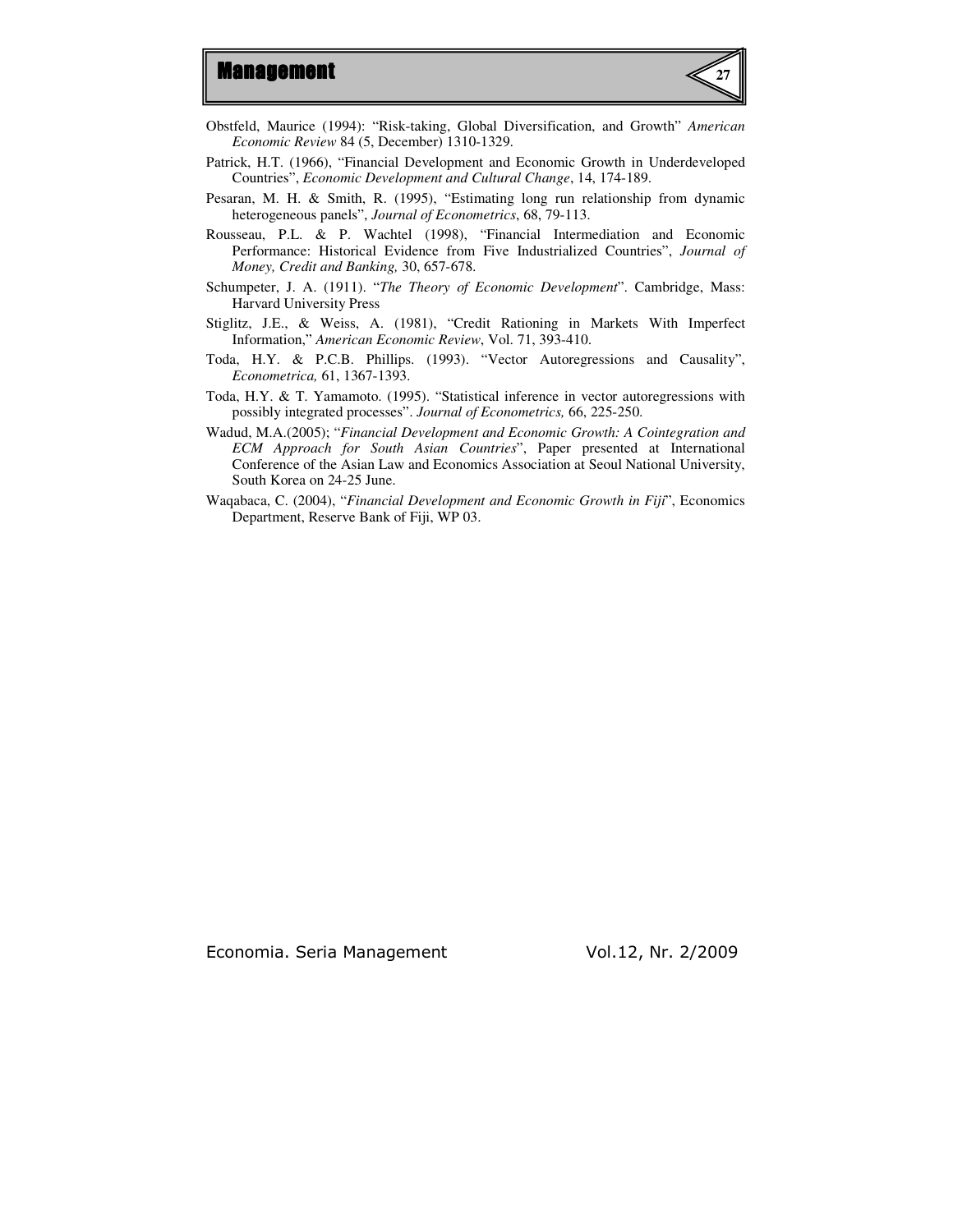Obstfeld, Maurice (1994): "Risk-taking, Global Diversification, and Growth" *American Economic Review* 84 (5, December) 1310-1329.

Patrick, H.T. (1966), "Financial Development and Economic Growth in Underdeveloped Countries", *Economic Development and Cultural Change*, 14, 174-189.

Pesaran, M. H. & Smith, R. (1995), "Estimating long run relationship from dynamic heterogeneous panels", *Journal of Econometrics*, 68, 79-113.

Rousseau, P.L. & P. Wachtel (1998), "Financial Intermediation and Economic Performance: Historical Evidence from Five Industrialized Countries", *Journal of Money, Credit and Banking,* 30, 657-678.

Schumpeter, J. A. (1911). "*The Theory of Economic Development*". Cambridge, Mass: Harvard University Press

Stiglitz, J.E., & Weiss, A. (1981), "Credit Rationing in Markets With Imperfect Information," *American Economic Review*, Vol. 71, 393-410.

Toda, H.Y. & P.C.B. Phillips. (1993). "Vector Autoregressions and Causality", *Econometrica,* 61, 1367-1393.

Toda, H.Y. & T. Yamamoto. (1995). "Statistical inference in vector autoregressions with possibly integrated processes". *Journal of Econometrics,* 66, 225-250.

Wadud, M.A.(2005); "*Financial Development and Economic Growth: A Cointegration and ECM Approach for South Asian Countries*", Paper presented at International Conference of the Asian Law and Economics Association at Seoul National University, South Korea on 24-25 June.

Waqabaca, C. (2004), "*Financial Development and Economic Growth in Fiji*", Economics Department, Reserve Bank of Fiji, WP 03.